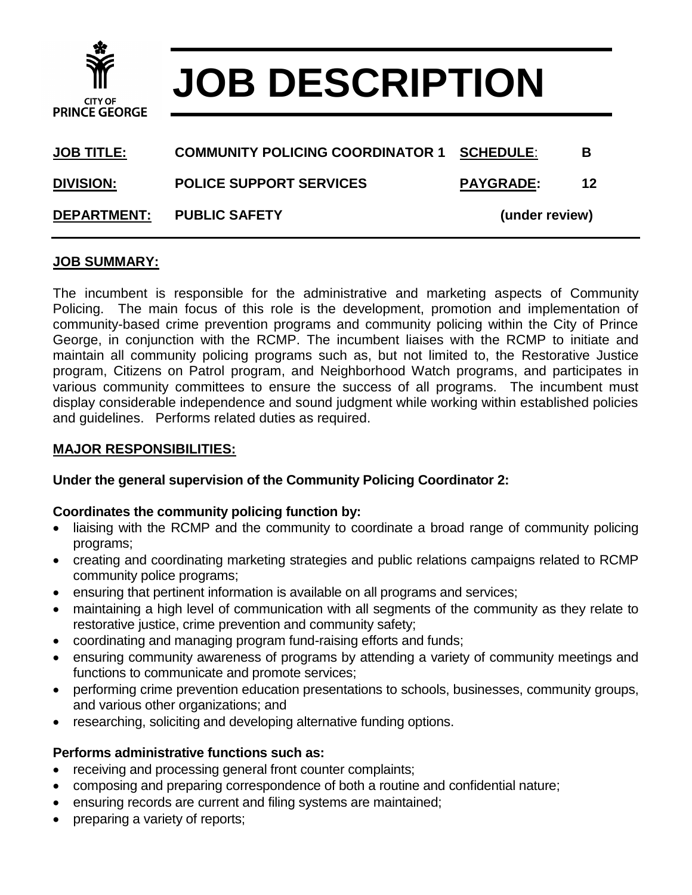CITY OF PRINCE GEORGE

# JOB DESCRIPTION

| | | | |
|---|---|---|---|
| **JOB TITLE:** | **COMMUNITY POLICING COORDINATOR 1** | **SCHEDULE:** | **B** |
| **DIVISION:** | **POLICE SUPPORT SERVICES** | **PAYGRADE:** | **12** |
| **DEPARTMENT:** | **PUBLIC SAFETY** | **(under review)** | |

## JOB SUMMARY:

The incumbent is responsible for the administrative and marketing aspects of Community Policing. The main focus of this role is the development, promotion and implementation of community-based crime prevention programs and community policing within the City of Prince George, in conjunction with the RCMP. The incumbent liaises with the RCMP to initiate and maintain all community policing programs such as, but not limited to, the Restorative Justice program, Citizens on Patrol program, and Neighborhood Watch programs, and participates in various community committees to ensure the success of all programs. The incumbent must display considerable independence and sound judgment while working within established policies and guidelines. Performs related duties as required.

## MAJOR RESPONSIBILITIES:

**Under the general supervision of the Community Policing Coordinator 2:**

**Coordinates the community policing function by:**

- liaising with the RCMP and the community to coordinate a broad range of community policing programs;
- creating and coordinating marketing strategies and public relations campaigns related to RCMP community police programs;
- ensuring that pertinent information is available on all programs and services;
- maintaining a high level of communication with all segments of the community as they relate to restorative justice, crime prevention and community safety;
- coordinating and managing program fund-raising efforts and funds;
- ensuring community awareness of programs by attending a variety of community meetings and functions to communicate and promote services;
- performing crime prevention education presentations to schools, businesses, community groups, and various other organizations; and
- researching, soliciting and developing alternative funding options.

**Performs administrative functions such as:**

- receiving and processing general front counter complaints;
- composing and preparing correspondence of both a routine and confidential nature;
- ensuring records are current and filing systems are maintained;
- preparing a variety of reports;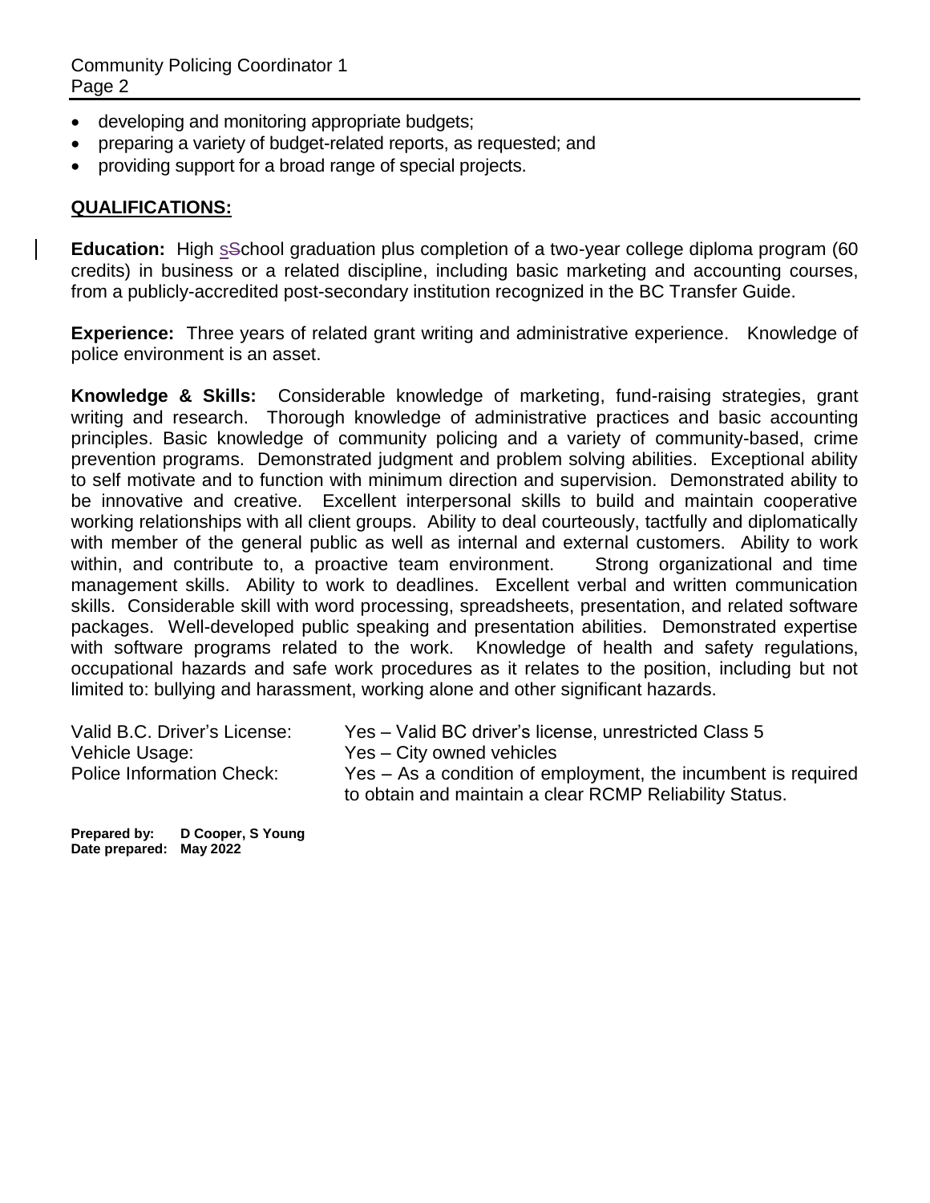- developing and monitoring appropriate budgets;
- preparing a variety of budget-related reports, as requested; and
- providing support for a broad range of special projects.

## QUALIFICATIONS:

**Education:** High sSchool graduation plus completion of a two-year college diploma program (60 credits) in business or a related discipline, including basic marketing and accounting courses, from a publicly-accredited post-secondary institution recognized in the BC Transfer Guide.

**Experience:** Three years of related grant writing and administrative experience. Knowledge of police environment is an asset.

**Knowledge & Skills:** Considerable knowledge of marketing, fund-raising strategies, grant writing and research. Thorough knowledge of administrative practices and basic accounting principles. Basic knowledge of community policing and a variety of community-based, crime prevention programs. Demonstrated judgment and problem solving abilities. Exceptional ability to self motivate and to function with minimum direction and supervision. Demonstrated ability to be innovative and creative. Excellent interpersonal skills to build and maintain cooperative working relationships with all client groups. Ability to deal courteously, tactfully and diplomatically with member of the general public as well as internal and external customers. Ability to work within, and contribute to, a proactive team environment. Strong organizational and time management skills. Ability to work to deadlines. Excellent verbal and written communication skills. Considerable skill with word processing, spreadsheets, presentation, and related software packages. Well-developed public speaking and presentation abilities. Demonstrated expertise with software programs related to the work. Knowledge of health and safety regulations, occupational hazards and safe work procedures as it relates to the position, including but not limited to: bullying and harassment, working alone and other significant hazards.

| | |
|---|---|
| Valid B.C. Driver's License: | Yes – Valid BC driver's license, unrestricted Class 5 |
| Vehicle Usage: | Yes – City owned vehicles |
| Police Information Check: | Yes – As a condition of employment, the incumbent is required to obtain and maintain a clear RCMP Reliability Status. |

**Prepared by:** **D Cooper, S Young**
**Date prepared:** **May 2022**